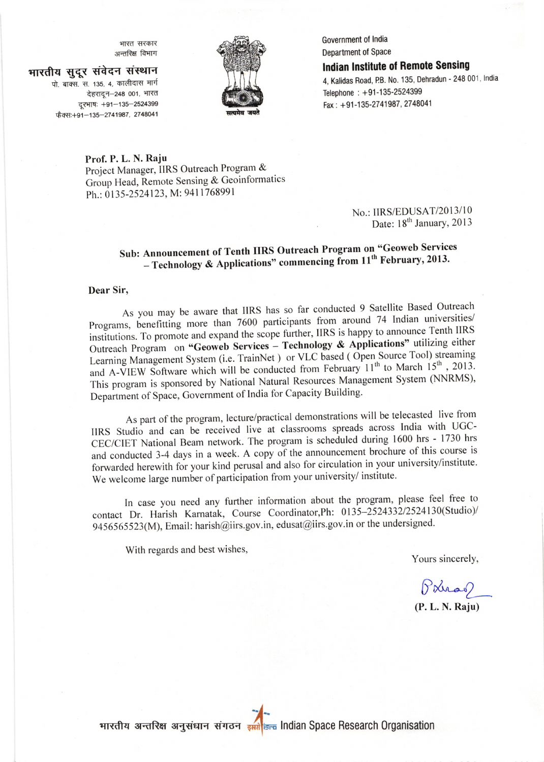भारत सरकार
अन्तरिक्ष विभाग

**भारतीय सुदूर संवेदन संस्थान**

पो. बाक्स. सं. 135, 4, कालीदास मार्ग
देहरादून–248 001, भारत
दूरभाष: +91–135–2524399
फैक्स:+91–135–2741987, 2748041

सत्यमेव जयते

Government of India
Department of Space

**Indian Institute of Remote Sensing**

4, Kalidas Road, P.B. No. 135, Dehradun - 248 001, India
Telephone : +91-135-2524399
Fax : +91-135-2741987, 2748041

**Prof. P. L. N. Raju**
Project Manager, IIRS Outreach Program &
Group Head, Remote Sensing & Geoinformatics
Ph.: 0135-2524123, M: 9411768991

No.: IIRS/EDUSAT/2013/10
Date: 18th January, 2013

**Sub: Announcement of Tenth IIRS Outreach Program on "Geoweb Services – Technology & Applications" commencing from 11th February, 2013.**

**Dear Sir,**

As you may be aware that IIRS has so far conducted 9 Satellite Based Outreach Programs, benefitting more than 7600 participants from around 74 Indian universities/ institutions. To promote and expand the scope further, IIRS is happy to announce Tenth IIRS Outreach Program on **"Geoweb Services – Technology & Applications"** utilizing either Learning Management System (i.e. TrainNet ) or VLC based ( Open Source Tool) streaming and A-VIEW Software which will be conducted from February 11th to March 15th , 2013. This program is sponsored by National Natural Resources Management System (NNRMS), Department of Space, Government of India for Capacity Building.

As part of the program, lecture/practical demonstrations will be telecasted live from IIRS Studio and can be received live at classrooms spreads across India with UGC-CEC/CIET National Beam network. The program is scheduled during 1600 hrs - 1730 hrs and conducted 3-4 days in a week. A copy of the announcement brochure of this course is forwarded herewith for your kind perusal and also for circulation in your university/institute. We welcome large number of participation from your university/ institute.

In case you need any further information about the program, please feel free to contact Dr. Harish Karnatak, Course Coordinator,Ph: 0135–2524332/2524130(Studio)/ 9456565523(M), Email: harish@iirs.gov.in, edusat@iirs.gov.in or the undersigned.

With regards and best wishes,

Yours sincerely,

(P. L. N. Raju)

भारतीय अन्तरिक्ष अनुसंधान संगठन इसरो isro Indian Space Research Organisation